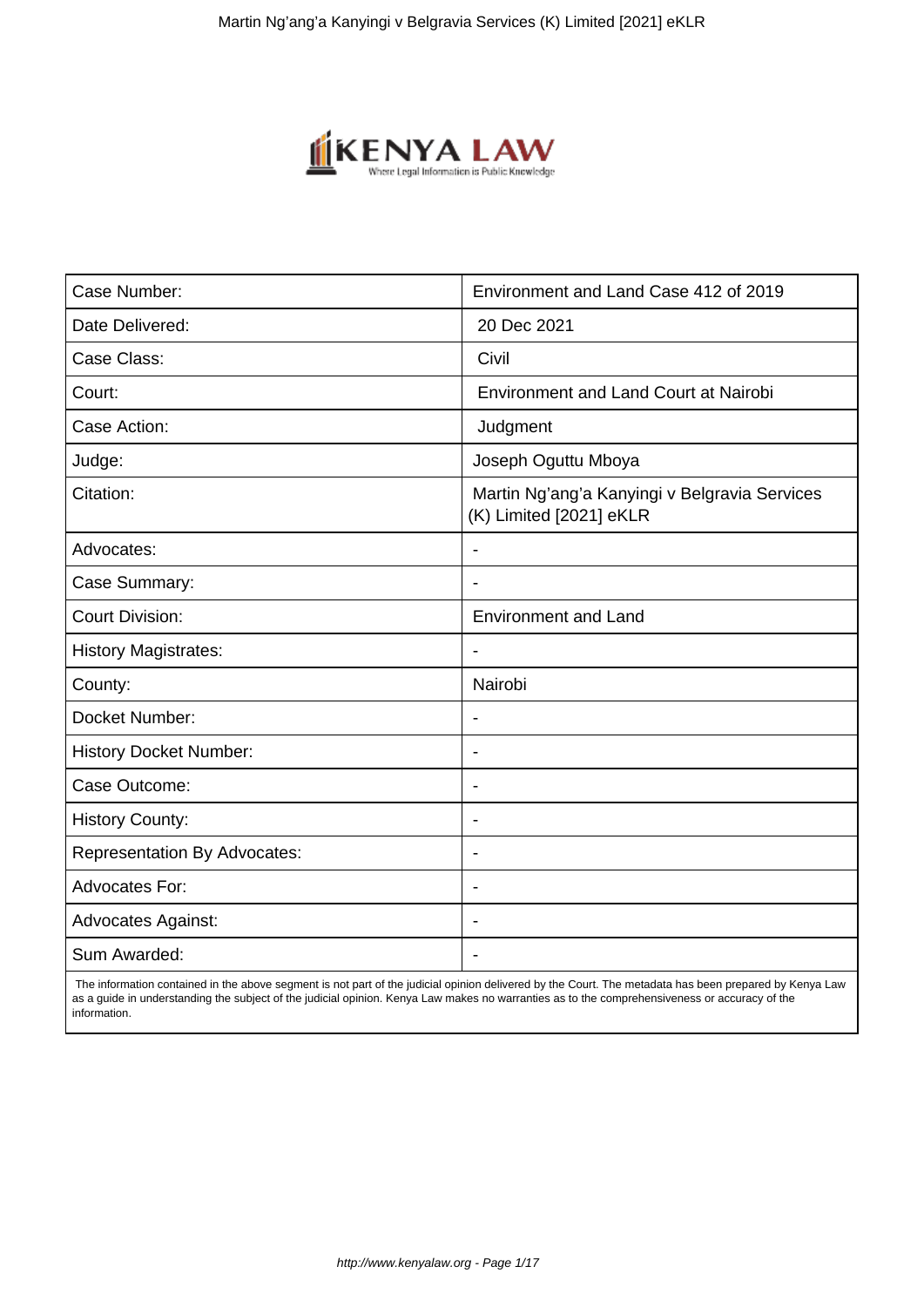| Case Number: | Environment and Land Case 412 of 2019 |
| --- | --- |
| Date Delivered: | 20 Dec 2021 |
| Case Class: | Civil |
| Court: | Environment and Land Court at Nairobi |
| Case Action: | Judgment |
| Judge: | Joseph Oguttu Mboya |
| Citation: | Martin Ng'ang'a Kanyingi v Belgravia Services (K) Limited [2021] eKLR |
| Advocates: | - |
| Case Summary: | - |
| Court Division: | Environment and Land |
| History Magistrates: | - |
| County: | Nairobi |
| Docket Number: | - |
| History Docket Number: | - |
| Case Outcome: | - |
| History County: | - |
| Representation By Advocates: | - |
| Advocates For: | - |
| Advocates Against: | - |
| Sum Awarded: | - |

The information contained in the above segment is not part of the judicial opinion delivered by the Court. The metadata has been prepared by Kenya Law as a guide in understanding the subject of the judicial opinion. Kenya Law makes no warranties as to the comprehensiveness or accuracy of the information.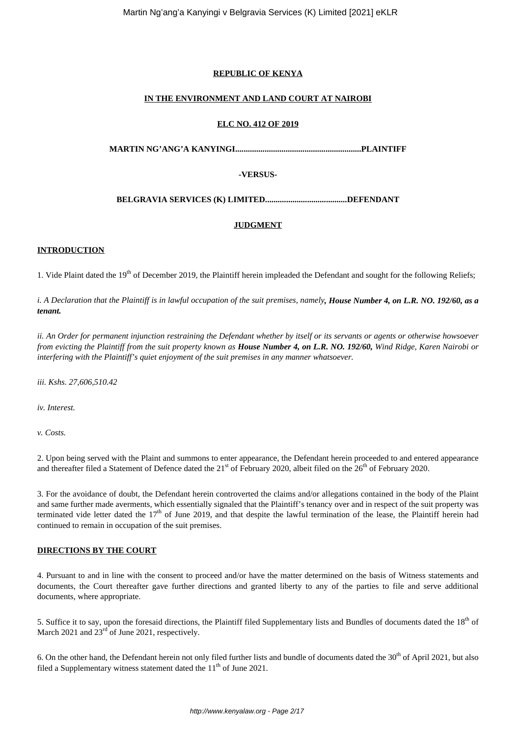**REPUBLIC OF KENYA**

**IN THE ENVIRONMENT AND LAND COURT AT NAIROBI**

**ELC NO. 412 OF 2019**

**MARTIN NG'ANG'A KANYINGI............................................................PLAINTIFF**

**-VERSUS-**

**BELGRAVIA SERVICES (K) LIMITED.......................................DEFENDANT**

**JUDGMENT**

**INTRODUCTION**

1. Vide Plaint dated the 19th of December 2019, the Plaintiff herein impleaded the Defendant and sought for the following Reliefs;

*i. A Declaration that the Plaintiff is in lawful occupation of the suit premises, namely**, House Number 4, on L.R. NO. 192/60, as a tenant.***

*ii. An Order for permanent injunction restraining the Defendant whether by itself or its servants or agents or otherwise howsoever from evicting the Plaintiff from the suit property known as **House Number 4, on L.R. NO. 192/60,** Wind Ridge, Karen Nairobi or interfering with the Plaintiff's quiet enjoyment of the suit premises in any manner whatsoever.*

*iii. Kshs. 27,606,510.42*

*iv. Interest.*

*v. Costs.*

2. Upon being served with the Plaint and summons to enter appearance, the Defendant herein proceeded to and entered appearance and thereafter filed a Statement of Defence dated the 21st of February 2020, albeit filed on the 26th of February 2020.

3. For the avoidance of doubt, the Defendant herein controverted the claims and/or allegations contained in the body of the Plaint and same further made averments, which essentially signaled that the Plaintiff's tenancy over and in respect of the suit property was terminated vide letter dated the 17th of June 2019, and that despite the lawful termination of the lease, the Plaintiff herein had continued to remain in occupation of the suit premises.

**DIRECTIONS BY THE COURT**

4. Pursuant to and in line with the consent to proceed and/or have the matter determined on the basis of Witness statements and documents, the Court thereafter gave further directions and granted liberty to any of the parties to file and serve additional documents, where appropriate.

5. Suffice it to say, upon the foresaid directions, the Plaintiff filed Supplementary lists and Bundles of documents dated the 18th of March 2021 and 23rd of June 2021, respectively.

6. On the other hand, the Defendant herein not only filed further lists and bundle of documents dated the 30th of April 2021, but also filed a Supplementary witness statement dated the 11th of June 2021.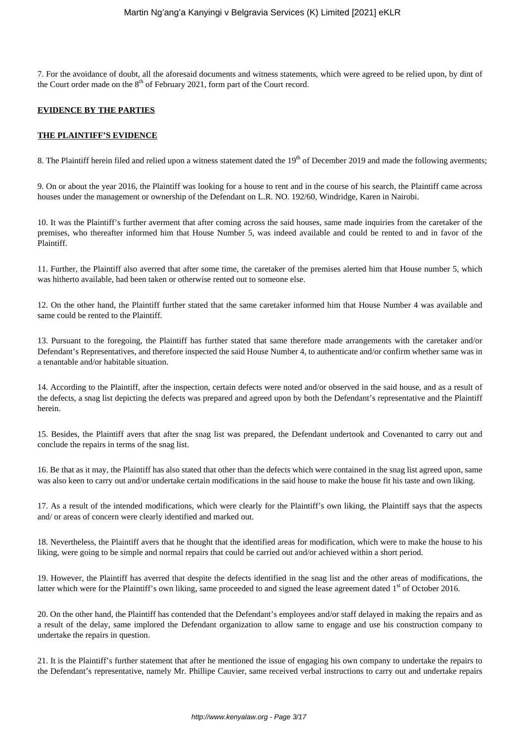7. For the avoidance of doubt, all the aforesaid documents and witness statements, which were agreed to be relied upon, by dint of the Court order made on the 8th of February 2021, form part of the Court record.

**EVIDENCE BY THE PARTIES**

**THE PLAINTIFF'S EVIDENCE**

8. The Plaintiff herein filed and relied upon a witness statement dated the 19th of December 2019 and made the following averments;

9. On or about the year 2016, the Plaintiff was looking for a house to rent and in the course of his search, the Plaintiff came across houses under the management or ownership of the Defendant on L.R. NO. 192/60, Windridge, Karen in Nairobi.

10. It was the Plaintiff's further averment that after coming across the said houses, same made inquiries from the caretaker of the premises, who thereafter informed him that House Number 5, was indeed available and could be rented to and in favor of the Plaintiff.

11. Further, the Plaintiff also averred that after some time, the caretaker of the premises alerted him that House number 5, which was hitherto available, had been taken or otherwise rented out to someone else.

12. On the other hand, the Plaintiff further stated that the same caretaker informed him that House Number 4 was available and same could be rented to the Plaintiff.

13. Pursuant to the foregoing, the Plaintiff has further stated that same therefore made arrangements with the caretaker and/or Defendant's Representatives, and therefore inspected the said House Number 4, to authenticate and/or confirm whether same was in a tenantable and/or habitable situation.

14. According to the Plaintiff, after the inspection, certain defects were noted and/or observed in the said house, and as a result of the defects, a snag list depicting the defects was prepared and agreed upon by both the Defendant's representative and the Plaintiff herein.

15. Besides, the Plaintiff avers that after the snag list was prepared, the Defendant undertook and Covenanted to carry out and conclude the repairs in terms of the snag list.

16. Be that as it may, the Plaintiff has also stated that other than the defects which were contained in the snag list agreed upon, same was also keen to carry out and/or undertake certain modifications in the said house to make the house fit his taste and own liking.

17. As a result of the intended modifications, which were clearly for the Plaintiff's own liking, the Plaintiff says that the aspects and/ or areas of concern were clearly identified and marked out.

18. Nevertheless, the Plaintiff avers that he thought that the identified areas for modification, which were to make the house to his liking, were going to be simple and normal repairs that could be carried out and/or achieved within a short period.

19. However, the Plaintiff has averred that despite the defects identified in the snag list and the other areas of modifications, the latter which were for the Plaintiff's own liking, same proceeded to and signed the lease agreement dated 1st of October 2016.

20. On the other hand, the Plaintiff has contended that the Defendant's employees and/or staff delayed in making the repairs and as a result of the delay, same implored the Defendant organization to allow same to engage and use his construction company to undertake the repairs in question.

21. It is the Plaintiff's further statement that after he mentioned the issue of engaging his own company to undertake the repairs to the Defendant's representative, namely Mr. Phillipe Cauvier, same received verbal instructions to carry out and undertake repairs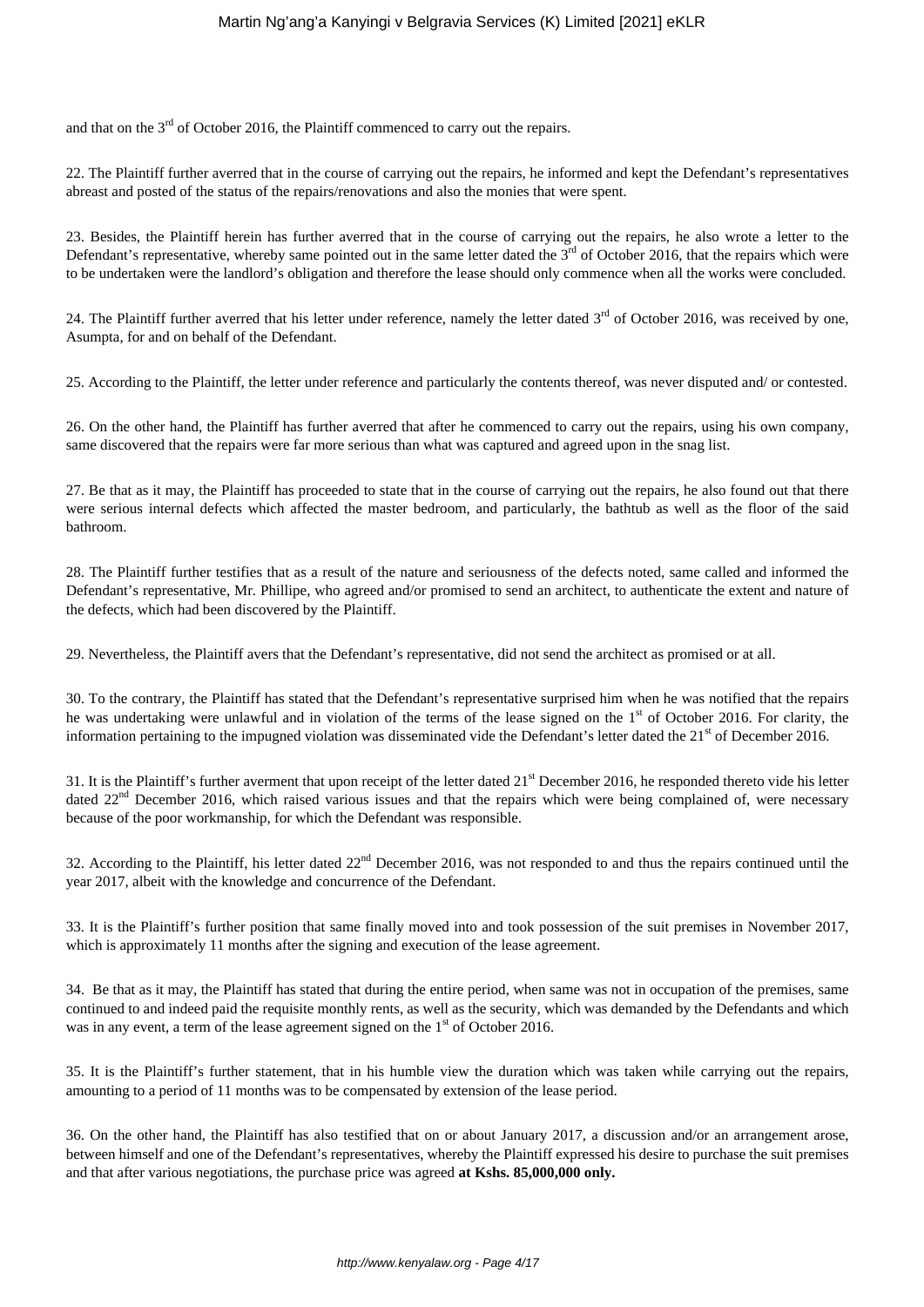and that on the 3rd of October 2016, the Plaintiff commenced to carry out the repairs.

22. The Plaintiff further averred that in the course of carrying out the repairs, he informed and kept the Defendant's representatives abreast and posted of the status of the repairs/renovations and also the monies that were spent.

23. Besides, the Plaintiff herein has further averred that in the course of carrying out the repairs, he also wrote a letter to the Defendant's representative, whereby same pointed out in the same letter dated the 3rd of October 2016, that the repairs which were to be undertaken were the landlord's obligation and therefore the lease should only commence when all the works were concluded.

24. The Plaintiff further averred that his letter under reference, namely the letter dated 3rd of October 2016, was received by one, Asumpta, for and on behalf of the Defendant.

25. According to the Plaintiff, the letter under reference and particularly the contents thereof, was never disputed and/ or contested.

26. On the other hand, the Plaintiff has further averred that after he commenced to carry out the repairs, using his own company, same discovered that the repairs were far more serious than what was captured and agreed upon in the snag list.

27. Be that as it may, the Plaintiff has proceeded to state that in the course of carrying out the repairs, he also found out that there were serious internal defects which affected the master bedroom, and particularly, the bathtub as well as the floor of the said bathroom.

28. The Plaintiff further testifies that as a result of the nature and seriousness of the defects noted, same called and informed the Defendant's representative, Mr. Phillipe, who agreed and/or promised to send an architect, to authenticate the extent and nature of the defects, which had been discovered by the Plaintiff.

29. Nevertheless, the Plaintiff avers that the Defendant's representative, did not send the architect as promised or at all.

30. To the contrary, the Plaintiff has stated that the Defendant's representative surprised him when he was notified that the repairs he was undertaking were unlawful and in violation of the terms of the lease signed on the 1st of October 2016. For clarity, the information pertaining to the impugned violation was disseminated vide the Defendant's letter dated the 21st of December 2016.

31. It is the Plaintiff's further averment that upon receipt of the letter dated 21st December 2016, he responded thereto vide his letter dated 22nd December 2016, which raised various issues and that the repairs which were being complained of, were necessary because of the poor workmanship, for which the Defendant was responsible.

32. According to the Plaintiff, his letter dated 22nd December 2016, was not responded to and thus the repairs continued until the year 2017, albeit with the knowledge and concurrence of the Defendant.

33. It is the Plaintiff's further position that same finally moved into and took possession of the suit premises in November 2017, which is approximately 11 months after the signing and execution of the lease agreement.

34. Be that as it may, the Plaintiff has stated that during the entire period, when same was not in occupation of the premises, same continued to and indeed paid the requisite monthly rents, as well as the security, which was demanded by the Defendants and which was in any event, a term of the lease agreement signed on the 1st of October 2016.

35. It is the Plaintiff's further statement, that in his humble view the duration which was taken while carrying out the repairs, amounting to a period of 11 months was to be compensated by extension of the lease period.

36. On the other hand, the Plaintiff has also testified that on or about January 2017, a discussion and/or an arrangement arose, between himself and one of the Defendant's representatives, whereby the Plaintiff expressed his desire to purchase the suit premises and that after various negotiations, the purchase price was agreed **at Kshs. 85,000,000 only.**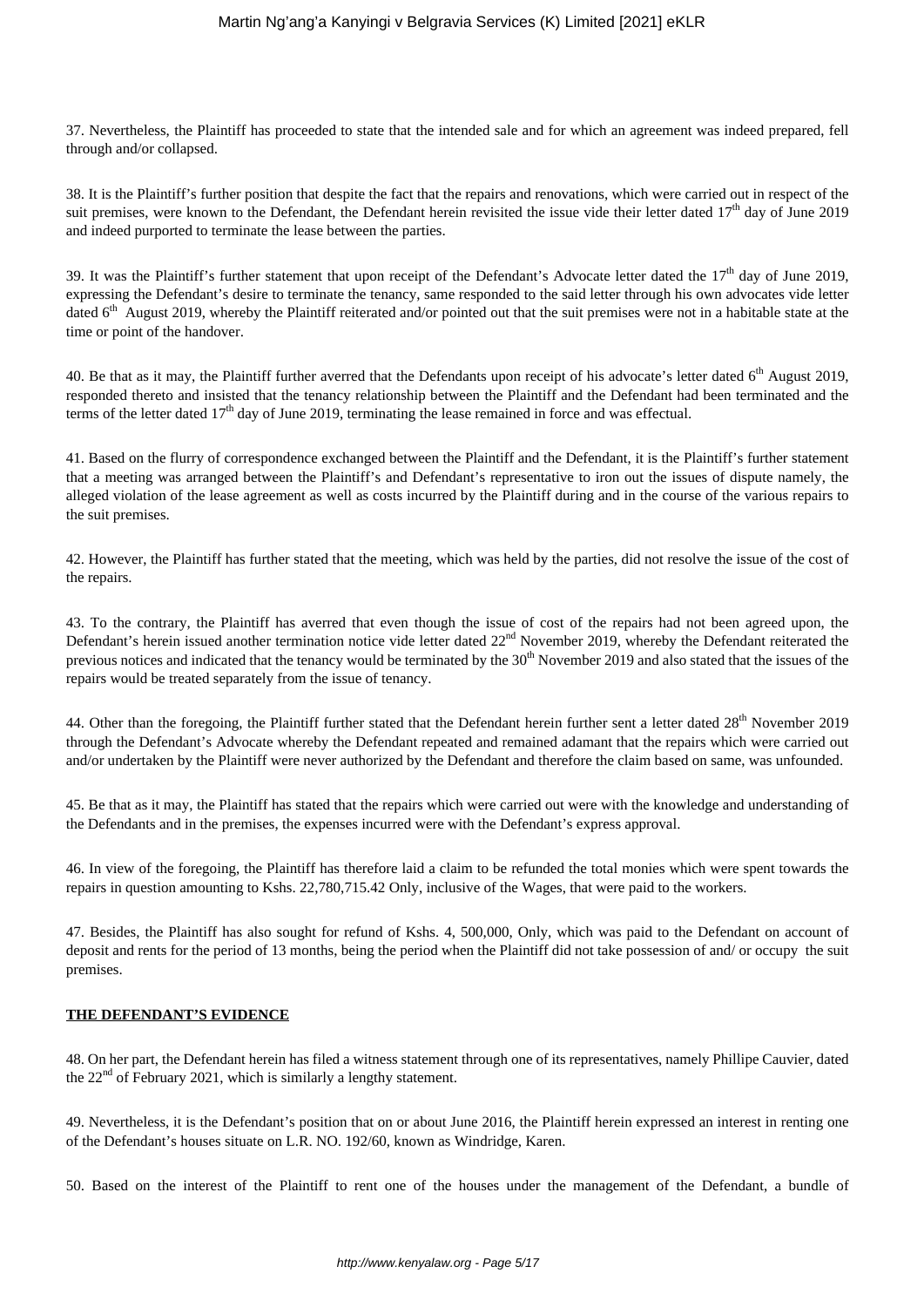37. Nevertheless, the Plaintiff has proceeded to state that the intended sale and for which an agreement was indeed prepared, fell through and/or collapsed.

38. It is the Plaintiff's further position that despite the fact that the repairs and renovations, which were carried out in respect of the suit premises, were known to the Defendant, the Defendant herein revisited the issue vide their letter dated 17th day of June 2019 and indeed purported to terminate the lease between the parties.

39. It was the Plaintiff's further statement that upon receipt of the Defendant's Advocate letter dated the 17th day of June 2019, expressing the Defendant's desire to terminate the tenancy, same responded to the said letter through his own advocates vide letter dated 6th August 2019, whereby the Plaintiff reiterated and/or pointed out that the suit premises were not in a habitable state at the time or point of the handover.

40. Be that as it may, the Plaintiff further averred that the Defendants upon receipt of his advocate's letter dated 6th August 2019, responded thereto and insisted that the tenancy relationship between the Plaintiff and the Defendant had been terminated and the terms of the letter dated 17th day of June 2019, terminating the lease remained in force and was effectual.

41. Based on the flurry of correspondence exchanged between the Plaintiff and the Defendant, it is the Plaintiff's further statement that a meeting was arranged between the Plaintiff's and Defendant's representative to iron out the issues of dispute namely, the alleged violation of the lease agreement as well as costs incurred by the Plaintiff during and in the course of the various repairs to the suit premises.

42. However, the Plaintiff has further stated that the meeting, which was held by the parties, did not resolve the issue of the cost of the repairs.

43. To the contrary, the Plaintiff has averred that even though the issue of cost of the repairs had not been agreed upon, the Defendant's herein issued another termination notice vide letter dated 22nd November 2019, whereby the Defendant reiterated the previous notices and indicated that the tenancy would be terminated by the 30th November 2019 and also stated that the issues of the repairs would be treated separately from the issue of tenancy.

44. Other than the foregoing, the Plaintiff further stated that the Defendant herein further sent a letter dated 28th November 2019 through the Defendant's Advocate whereby the Defendant repeated and remained adamant that the repairs which were carried out and/or undertaken by the Plaintiff were never authorized by the Defendant and therefore the claim based on same, was unfounded.

45. Be that as it may, the Plaintiff has stated that the repairs which were carried out were with the knowledge and understanding of the Defendants and in the premises, the expenses incurred were with the Defendant's express approval.

46. In view of the foregoing, the Plaintiff has therefore laid a claim to be refunded the total monies which were spent towards the repairs in question amounting to Kshs. 22,780,715.42 Only, inclusive of the Wages, that were paid to the workers.

47. Besides, the Plaintiff has also sought for refund of Kshs. 4, 500,000, Only, which was paid to the Defendant on account of deposit and rents for the period of 13 months, being the period when the Plaintiff did not take possession of and/ or occupy the suit premises.

## **THE DEFENDANT'S EVIDENCE**

48. On her part, the Defendant herein has filed a witness statement through one of its representatives, namely Phillipe Cauvier, dated the 22nd of February 2021, which is similarly a lengthy statement.

49. Nevertheless, it is the Defendant's position that on or about June 2016, the Plaintiff herein expressed an interest in renting one of the Defendant's houses situate on L.R. NO. 192/60, known as Windridge, Karen.

50. Based on the interest of the Plaintiff to rent one of the houses under the management of the Defendant, a bundle of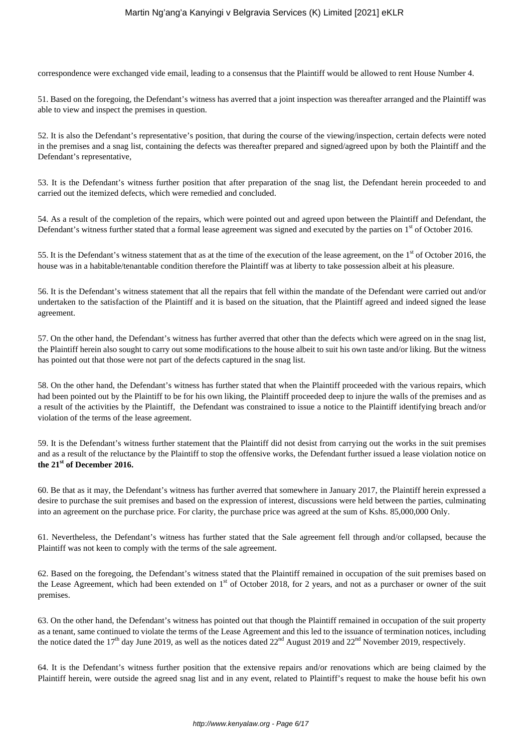correspondence were exchanged vide email, leading to a consensus that the Plaintiff would be allowed to rent House Number 4.

51. Based on the foregoing, the Defendant's witness has averred that a joint inspection was thereafter arranged and the Plaintiff was able to view and inspect the premises in question.

52. It is also the Defendant's representative's position, that during the course of the viewing/inspection, certain defects were noted in the premises and a snag list, containing the defects was thereafter prepared and signed/agreed upon by both the Plaintiff and the Defendant's representative,

53. It is the Defendant's witness further position that after preparation of the snag list, the Defendant herein proceeded to and carried out the itemized defects, which were remedied and concluded.

54. As a result of the completion of the repairs, which were pointed out and agreed upon between the Plaintiff and Defendant, the Defendant's witness further stated that a formal lease agreement was signed and executed by the parties on 1st of October 2016.

55. It is the Defendant's witness statement that as at the time of the execution of the lease agreement, on the 1st of October 2016, the house was in a habitable/tenantable condition therefore the Plaintiff was at liberty to take possession albeit at his pleasure.

56. It is the Defendant's witness statement that all the repairs that fell within the mandate of the Defendant were carried out and/or undertaken to the satisfaction of the Plaintiff and it is based on the situation, that the Plaintiff agreed and indeed signed the lease agreement.

57. On the other hand, the Defendant's witness has further averred that other than the defects which were agreed on in the snag list, the Plaintiff herein also sought to carry out some modifications to the house albeit to suit his own taste and/or liking. But the witness has pointed out that those were not part of the defects captured in the snag list.

58. On the other hand, the Defendant's witness has further stated that when the Plaintiff proceeded with the various repairs, which had been pointed out by the Plaintiff to be for his own liking, the Plaintiff proceeded deep to injure the walls of the premises and as a result of the activities by the Plaintiff, the Defendant was constrained to issue a notice to the Plaintiff identifying breach and/or violation of the terms of the lease agreement.

59. It is the Defendant's witness further statement that the Plaintiff did not desist from carrying out the works in the suit premises and as a result of the reluctance by the Plaintiff to stop the offensive works, the Defendant further issued a lease violation notice on **the 21st of December 2016.**

60. Be that as it may, the Defendant's witness has further averred that somewhere in January 2017, the Plaintiff herein expressed a desire to purchase the suit premises and based on the expression of interest, discussions were held between the parties, culminating into an agreement on the purchase price. For clarity, the purchase price was agreed at the sum of Kshs. 85,000,000 Only.

61. Nevertheless, the Defendant's witness has further stated that the Sale agreement fell through and/or collapsed, because the Plaintiff was not keen to comply with the terms of the sale agreement.

62. Based on the foregoing, the Defendant's witness stated that the Plaintiff remained in occupation of the suit premises based on the Lease Agreement, which had been extended on 1st of October 2018, for 2 years, and not as a purchaser or owner of the suit premises.

63. On the other hand, the Defendant's witness has pointed out that though the Plaintiff remained in occupation of the suit property as a tenant, same continued to violate the terms of the Lease Agreement and this led to the issuance of termination notices, including the notice dated the 17th day June 2019, as well as the notices dated 22nd August 2019 and 22nd November 2019, respectively.

64. It is the Defendant's witness further position that the extensive repairs and/or renovations which are being claimed by the Plaintiff herein, were outside the agreed snag list and in any event, related to Plaintiff's request to make the house befit his own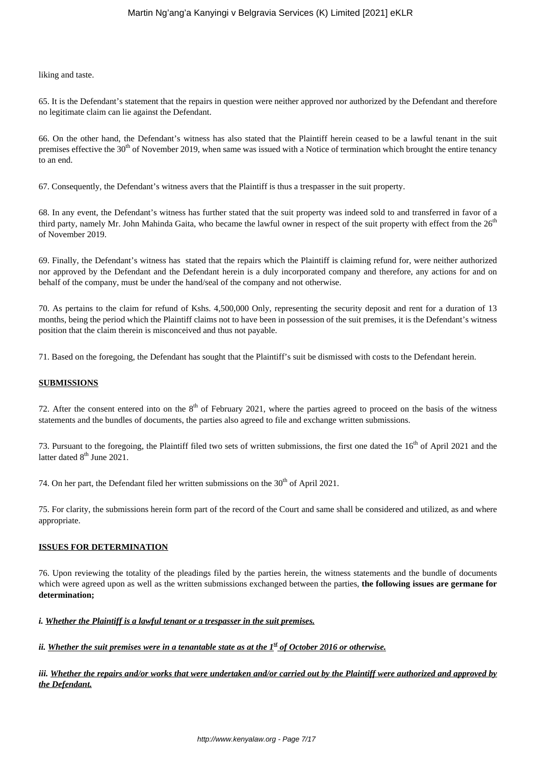liking and taste.

65. It is the Defendant's statement that the repairs in question were neither approved nor authorized by the Defendant and therefore no legitimate claim can lie against the Defendant.

66. On the other hand, the Defendant's witness has also stated that the Plaintiff herein ceased to be a lawful tenant in the suit premises effective the 30th of November 2019, when same was issued with a Notice of termination which brought the entire tenancy to an end.

67. Consequently, the Defendant's witness avers that the Plaintiff is thus a trespasser in the suit property.

68. In any event, the Defendant's witness has further stated that the suit property was indeed sold to and transferred in favor of a third party, namely Mr. John Mahinda Gaita, who became the lawful owner in respect of the suit property with effect from the 26th of November 2019.

69. Finally, the Defendant's witness has stated that the repairs which the Plaintiff is claiming refund for, were neither authorized nor approved by the Defendant and the Defendant herein is a duly incorporated company and therefore, any actions for and on behalf of the company, must be under the hand/seal of the company and not otherwise.

70. As pertains to the claim for refund of Kshs. 4,500,000 Only, representing the security deposit and rent for a duration of 13 months, being the period which the Plaintiff claims not to have been in possession of the suit premises, it is the Defendant's witness position that the claim therein is misconceived and thus not payable.

71. Based on the foregoing, the Defendant has sought that the Plaintiff's suit be dismissed with costs to the Defendant herein.

## SUBMISSIONS

72. After the consent entered into on the 8th of February 2021, where the parties agreed to proceed on the basis of the witness statements and the bundles of documents, the parties also agreed to file and exchange written submissions.

73. Pursuant to the foregoing, the Plaintiff filed two sets of written submissions, the first one dated the 16th of April 2021 and the latter dated 8th June 2021.

74. On her part, the Defendant filed her written submissions on the 30th of April 2021.

75. For clarity, the submissions herein form part of the record of the Court and same shall be considered and utilized, as and where appropriate.

## ISSUES FOR DETERMINATION

76. Upon reviewing the totality of the pleadings filed by the parties herein, the witness statements and the bundle of documents which were agreed upon as well as the written submissions exchanged between the parties, **the following issues are germane for determination;**

***i. Whether the Plaintiff is a lawful tenant or a trespasser in the suit premises.***

***ii. Whether the suit premises were in a tenantable state as at the 1st of October 2016 or otherwise.***

***iii. Whether the repairs and/or works that were undertaken and/or carried out by the Plaintiff were authorized and approved by the Defendant.***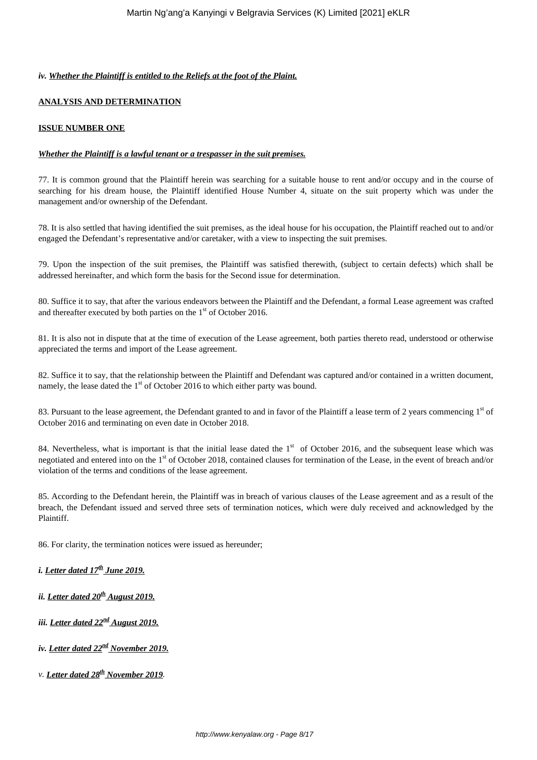***iv. Whether the Plaintiff is entitled to the Reliefs at the foot of the Plaint.***

**ANALYSIS AND DETERMINATION**

**ISSUE NUMBER ONE**

***Whether the Plaintiff is a lawful tenant or a trespasser in the suit premises.***

77. It is common ground that the Plaintiff herein was searching for a suitable house to rent and/or occupy and in the course of searching for his dream house, the Plaintiff identified House Number 4, situate on the suit property which was under the management and/or ownership of the Defendant.

78. It is also settled that having identified the suit premises, as the ideal house for his occupation, the Plaintiff reached out to and/or engaged the Defendant's representative and/or caretaker, with a view to inspecting the suit premises.

79. Upon the inspection of the suit premises, the Plaintiff was satisfied therewith, (subject to certain defects) which shall be addressed hereinafter, and which form the basis for the Second issue for determination.

80. Suffice it to say, that after the various endeavors between the Plaintiff and the Defendant, a formal Lease agreement was crafted and thereafter executed by both parties on the 1st of October 2016.

81. It is also not in dispute that at the time of execution of the Lease agreement, both parties thereto read, understood or otherwise appreciated the terms and import of the Lease agreement.

82. Suffice it to say, that the relationship between the Plaintiff and Defendant was captured and/or contained in a written document, namely, the lease dated the 1st of October 2016 to which either party was bound.

83. Pursuant to the lease agreement, the Defendant granted to and in favor of the Plaintiff a lease term of 2 years commencing 1st of October 2016 and terminating on even date in October 2018.

84. Nevertheless, what is important is that the initial lease dated the 1st of October 2016, and the subsequent lease which was negotiated and entered into on the 1st of October 2018, contained clauses for termination of the Lease, in the event of breach and/or violation of the terms and conditions of the lease agreement.

85. According to the Defendant herein, the Plaintiff was in breach of various clauses of the Lease agreement and as a result of the breach, the Defendant issued and served three sets of termination notices, which were duly received and acknowledged by the Plaintiff.

86. For clarity, the termination notices were issued as hereunder;

***i. Letter dated 17th June 2019.***

***ii. Letter dated 20th August 2019.***

***iii. Letter dated 22nd August 2019.***

***iv. Letter dated 22nd November 2019.***

*v. **Letter dated 28th November 2019**.*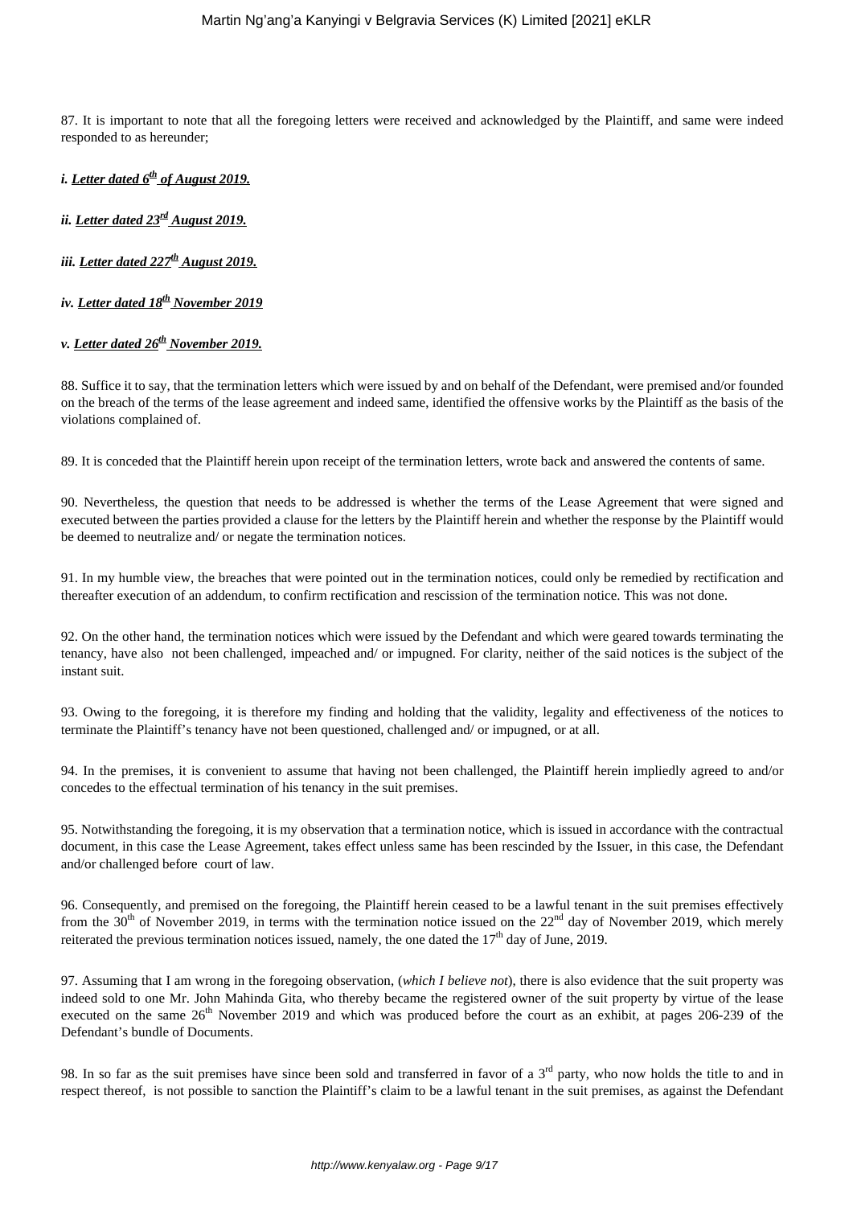87. It is important to note that all the foregoing letters were received and acknowledged by the Plaintiff, and same were indeed responded to as hereunder;

*i. __Letter dated 6th of August 2019.__*

*ii. __Letter dated 23rd August 2019.__*

*iii. __Letter dated 227th August 2019.__*

*iv. __Letter dated 18th November 2019__*

*v. __Letter dated 26th November 2019.__*

88. Suffice it to say, that the termination letters which were issued by and on behalf of the Defendant, were premised and/or founded on the breach of the terms of the lease agreement and indeed same, identified the offensive works by the Plaintiff as the basis of the violations complained of.

89. It is conceded that the Plaintiff herein upon receipt of the termination letters, wrote back and answered the contents of same.

90. Nevertheless, the question that needs to be addressed is whether the terms of the Lease Agreement that were signed and executed between the parties provided a clause for the letters by the Plaintiff herein and whether the response by the Plaintiff would be deemed to neutralize and/ or negate the termination notices.

91. In my humble view, the breaches that were pointed out in the termination notices, could only be remedied by rectification and thereafter execution of an addendum, to confirm rectification and rescission of the termination notice. This was not done.

92. On the other hand, the termination notices which were issued by the Defendant and which were geared towards terminating the tenancy, have also not been challenged, impeached and/ or impugned. For clarity, neither of the said notices is the subject of the instant suit.

93. Owing to the foregoing, it is therefore my finding and holding that the validity, legality and effectiveness of the notices to terminate the Plaintiff's tenancy have not been questioned, challenged and/ or impugned, or at all.

94. In the premises, it is convenient to assume that having not been challenged, the Plaintiff herein impliedly agreed to and/or concedes to the effectual termination of his tenancy in the suit premises.

95. Notwithstanding the foregoing, it is my observation that a termination notice, which is issued in accordance with the contractual document, in this case the Lease Agreement, takes effect unless same has been rescinded by the Issuer, in this case, the Defendant and/or challenged before court of law.

96. Consequently, and premised on the foregoing, the Plaintiff herein ceased to be a lawful tenant in the suit premises effectively from the 30th of November 2019, in terms with the termination notice issued on the 22nd day of November 2019, which merely reiterated the previous termination notices issued, namely, the one dated the 17th day of June, 2019.

97. Assuming that I am wrong in the foregoing observation, (*which I believe not*), there is also evidence that the suit property was indeed sold to one Mr. John Mahinda Gita, who thereby became the registered owner of the suit property by virtue of the lease executed on the same 26th November 2019 and which was produced before the court as an exhibit, at pages 206-239 of the Defendant's bundle of Documents.

98. In so far as the suit premises have since been sold and transferred in favor of a 3rd party, who now holds the title to and in respect thereof, is not possible to sanction the Plaintiff's claim to be a lawful tenant in the suit premises, as against the Defendant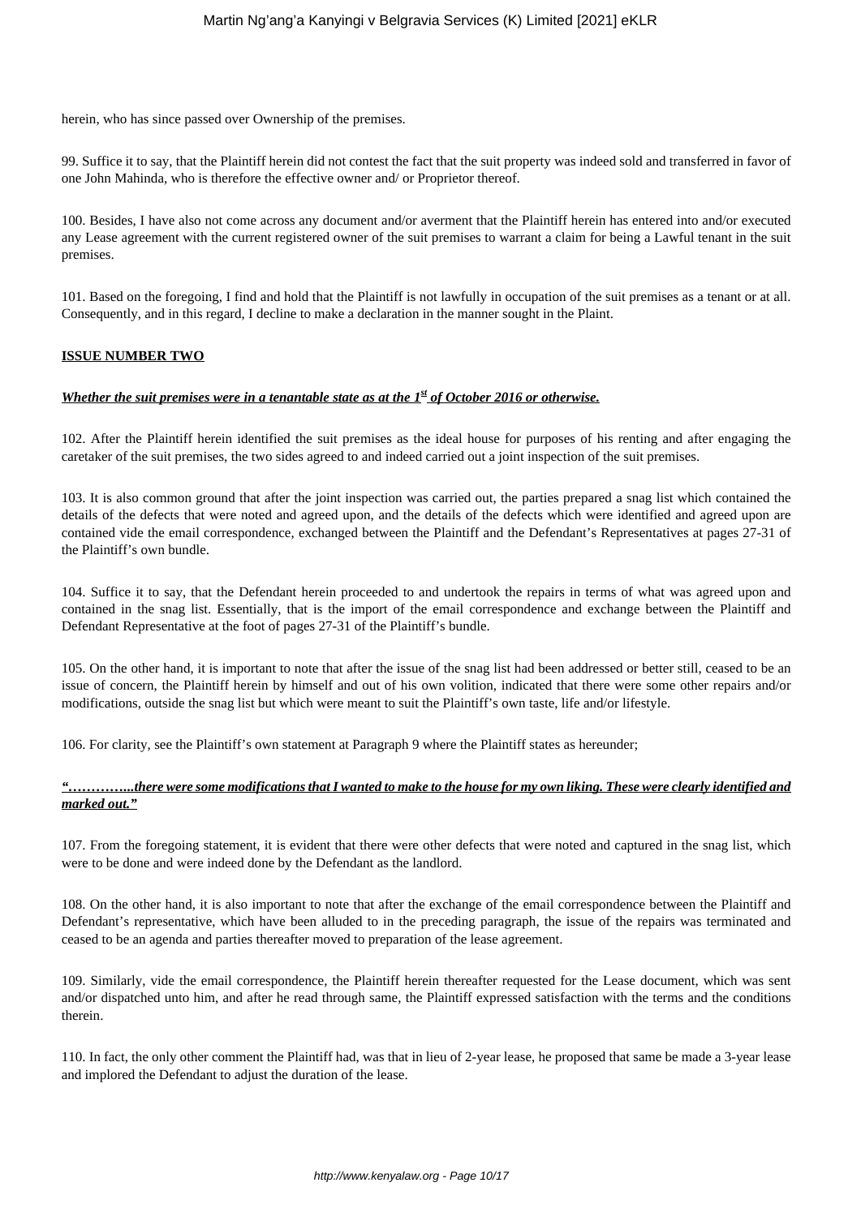herein, who has since passed over Ownership of the premises.

99. Suffice it to say, that the Plaintiff herein did not contest the fact that the suit property was indeed sold and transferred in favor of one John Mahinda, who is therefore the effective owner and/ or Proprietor thereof.

100. Besides, I have also not come across any document and/or averment that the Plaintiff herein has entered into and/or executed any Lease agreement with the current registered owner of the suit premises to warrant a claim for being a Lawful tenant in the suit premises.

101. Based on the foregoing, I find and hold that the Plaintiff is not lawfully in occupation of the suit premises as a tenant or at all. Consequently, and in this regard, I decline to make a declaration in the manner sought in the Plaint.

**ISSUE NUMBER TWO**

***Whether the suit premises were in a tenantable state as at the 1st of October 2016 or otherwise.***

102. After the Plaintiff herein identified the suit premises as the ideal house for purposes of his renting and after engaging the caretaker of the suit premises, the two sides agreed to and indeed carried out a joint inspection of the suit premises.

103. It is also common ground that after the joint inspection was carried out, the parties prepared a snag list which contained the details of the defects that were noted and agreed upon, and the details of the defects which were identified and agreed upon are contained vide the email correspondence, exchanged between the Plaintiff and the Defendant's Representatives at pages 27-31 of the Plaintiff's own bundle.

104. Suffice it to say, that the Defendant herein proceeded to and undertook the repairs in terms of what was agreed upon and contained in the snag list. Essentially, that is the import of the email correspondence and exchange between the Plaintiff and Defendant Representative at the foot of pages 27-31 of the Plaintiff's bundle.

105. On the other hand, it is important to note that after the issue of the snag list had been addressed or better still, ceased to be an issue of concern, the Plaintiff herein by himself and out of his own volition, indicated that there were some other repairs and/or modifications, outside the snag list but which were meant to suit the Plaintiff's own taste, life and/or lifestyle.

106. For clarity, see the Plaintiff's own statement at Paragraph 9 where the Plaintiff states as hereunder;

***"…………...there were some modifications that I wanted to make to the house for my own liking. These were clearly identified and marked out."***

107. From the foregoing statement, it is evident that there were other defects that were noted and captured in the snag list, which were to be done and were indeed done by the Defendant as the landlord.

108. On the other hand, it is also important to note that after the exchange of the email correspondence between the Plaintiff and Defendant's representative, which have been alluded to in the preceding paragraph, the issue of the repairs was terminated and ceased to be an agenda and parties thereafter moved to preparation of the lease agreement.

109. Similarly, vide the email correspondence, the Plaintiff herein thereafter requested for the Lease document, which was sent and/or dispatched unto him, and after he read through same, the Plaintiff expressed satisfaction with the terms and the conditions therein.

110. In fact, the only other comment the Plaintiff had, was that in lieu of 2-year lease, he proposed that same be made a 3-year lease and implored the Defendant to adjust the duration of the lease.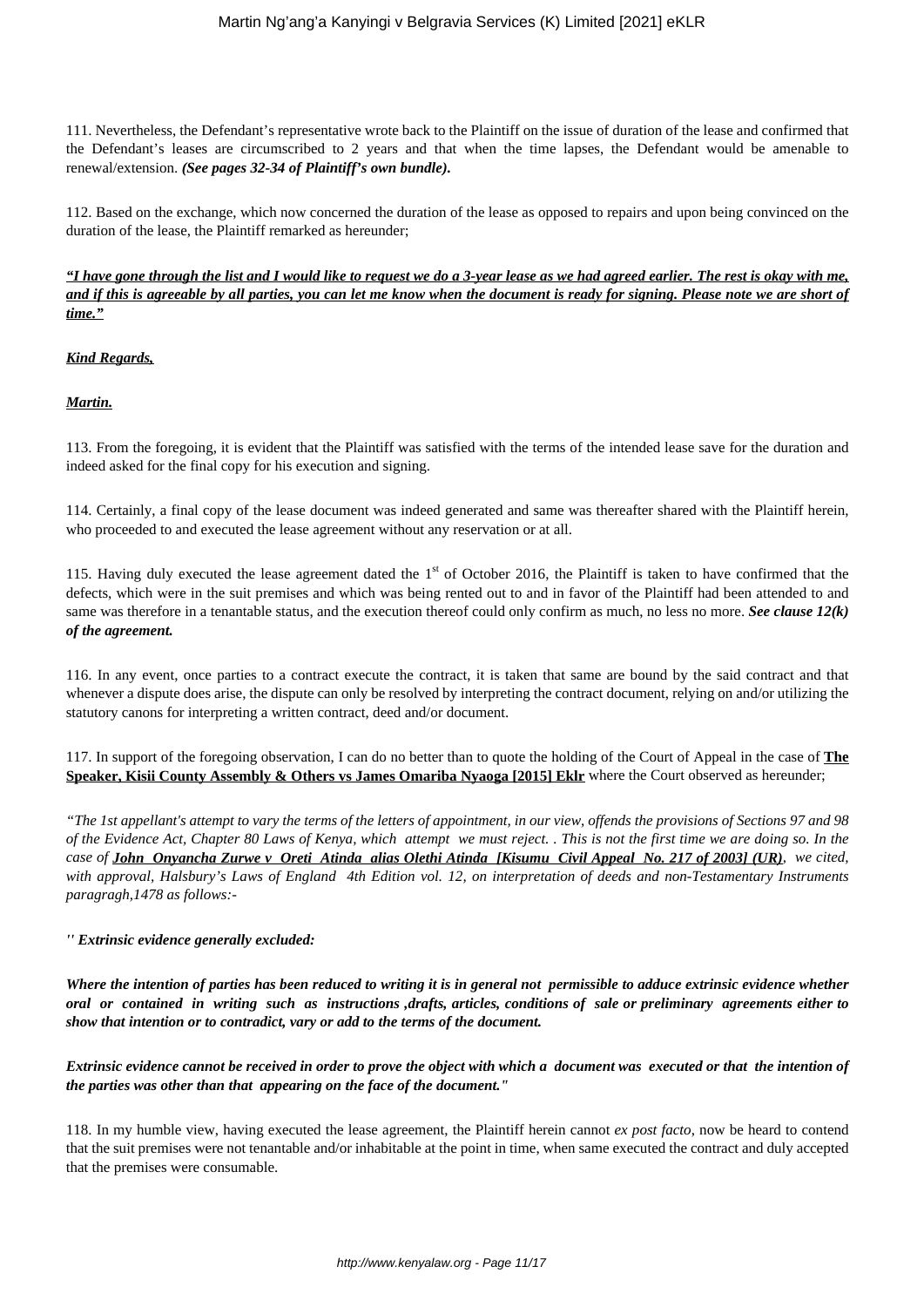111. Nevertheless, the Defendant's representative wrote back to the Plaintiff on the issue of duration of the lease and confirmed that the Defendant's leases are circumscribed to 2 years and that when the time lapses, the Defendant would be amenable to renewal/extension. ***(See pages 32-34 of Plaintiff's own bundle).***

112. Based on the exchange, which now concerned the duration of the lease as opposed to repairs and upon being convinced on the duration of the lease, the Plaintiff remarked as hereunder;

***"I have gone through the list and I would like to request we do a 3-year lease as we had agreed earlier. The rest is okay with me, and if this is agreeable by all parties, you can let me know when the document is ready for signing. Please note we are short of time."***

***Kind Regards,***

***Martin.***

113. From the foregoing, it is evident that the Plaintiff was satisfied with the terms of the intended lease save for the duration and indeed asked for the final copy for his execution and signing.

114. Certainly, a final copy of the lease document was indeed generated and same was thereafter shared with the Plaintiff herein, who proceeded to and executed the lease agreement without any reservation or at all.

115. Having duly executed the lease agreement dated the 1st of October 2016, the Plaintiff is taken to have confirmed that the defects, which were in the suit premises and which was being rented out to and in favor of the Plaintiff had been attended to and same was therefore in a tenantable status, and the execution thereof could only confirm as much, no less no more. ***See clause 12(k) of the agreement.***

116. In any event, once parties to a contract execute the contract, it is taken that same are bound by the said contract and that whenever a dispute does arise, the dispute can only be resolved by interpreting the contract document, relying on and/or utilizing the statutory canons for interpreting a written contract, deed and/or document.

117. In support of the foregoing observation, I can do no better than to quote the holding of the Court of Appeal in the case of **The Speaker, Kisii County Assembly & Others vs James Omariba Nyaoga [2015] Eklr** where the Court observed as hereunder;

*"The 1st appellant's attempt to vary the terms of the letters of appointment, in our view, offends the provisions of Sections 97 and 98 of the Evidence Act, Chapter 80 Laws of Kenya, which attempt we must reject. . This is not the first time we are doing so. In the case of **John Onyancha Zurwe v Oreti Atinda alias Olethi Atinda [Kisumu Civil Appeal No. 217 of 2003] (UR)**, we cited, with approval, Halsbury's Laws of England 4th Edition vol. 12, on interpretation of deeds and non-Testamentary Instruments paragragh,1478 as follows:-*

***" Extrinsic evidence generally excluded:***

***Where the intention of parties has been reduced to writing it is in general not permissible to adduce extrinsic evidence whether oral or contained in writing such as instructions ,drafts, articles, conditions of sale or preliminary agreements either to show that intention or to contradict, vary or add to the terms of the document.***

***Extrinsic evidence cannot be received in order to prove the object with which a document was executed or that the intention of the parties was other than that appearing on the face of the document."***

118. In my humble view, having executed the lease agreement, the Plaintiff herein cannot *ex post facto*, now be heard to contend that the suit premises were not tenantable and/or inhabitable at the point in time, when same executed the contract and duly accepted that the premises were consumable.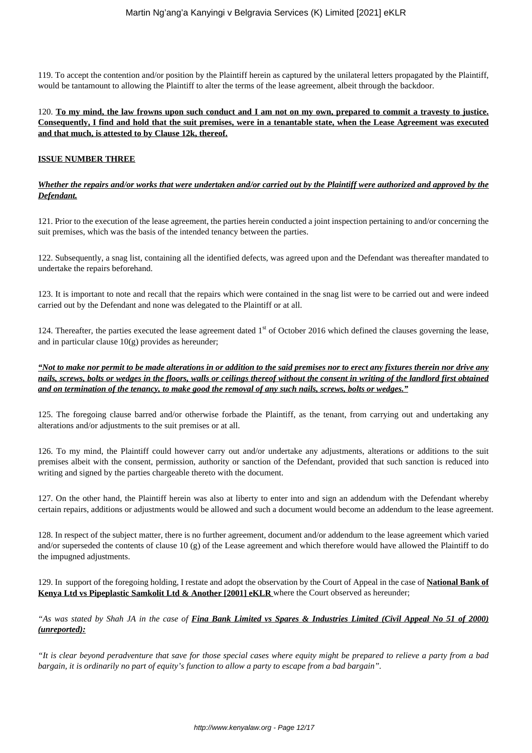119. To accept the contention and/or position by the Plaintiff herein as captured by the unilateral letters propagated by the Plaintiff, would be tantamount to allowing the Plaintiff to alter the terms of the lease agreement, albeit through the backdoor.

120. **To my mind, the law frowns upon such conduct and I am not on my own, prepared to commit a travesty to justice. Consequently, I find and hold that the suit premises, were in a tenantable state, when the Lease Agreement was executed and that much, is attested to by Clause 12k, thereof.**

**ISSUE NUMBER THREE**

***Whether the repairs and/or works that were undertaken and/or carried out by the Plaintiff were authorized and approved by the Defendant.***

121. Prior to the execution of the lease agreement, the parties herein conducted a joint inspection pertaining to and/or concerning the suit premises, which was the basis of the intended tenancy between the parties.

122. Subsequently, a snag list, containing all the identified defects, was agreed upon and the Defendant was thereafter mandated to undertake the repairs beforehand.

123. It is important to note and recall that the repairs which were contained in the snag list were to be carried out and were indeed carried out by the Defendant and none was delegated to the Plaintiff or at all.

124. Thereafter, the parties executed the lease agreement dated 1st of October 2016 which defined the clauses governing the lease, and in particular clause 10(g) provides as hereunder;

***"Not to make nor permit to be made alterations in or addition to the said premises nor to erect any fixtures therein nor drive any nails, screws, bolts or wedges in the floors, walls or ceilings thereof without the consent in writing of the landlord first obtained and on termination of the tenancy, to make good the removal of any such nails, screws, bolts or wedges."***

125. The foregoing clause barred and/or otherwise forbade the Plaintiff, as the tenant, from carrying out and undertaking any alterations and/or adjustments to the suit premises or at all.

126. To my mind, the Plaintiff could however carry out and/or undertake any adjustments, alterations or additions to the suit premises albeit with the consent, permission, authority or sanction of the Defendant, provided that such sanction is reduced into writing and signed by the parties chargeable thereto with the document.

127. On the other hand, the Plaintiff herein was also at liberty to enter into and sign an addendum with the Defendant whereby certain repairs, additions or adjustments would be allowed and such a document would become an addendum to the lease agreement.

128. In respect of the subject matter, there is no further agreement, document and/or addendum to the lease agreement which varied and/or superseded the contents of clause 10 (g) of the Lease agreement and which therefore would have allowed the Plaintiff to do the impugned adjustments.

129. In support of the foregoing holding, I restate and adopt the observation by the Court of Appeal in the case of **National Bank of Kenya Ltd vs Pipeplastic Samkolit Ltd & Another [2001] eKLR** where the Court observed as hereunder;

*"As was stated by Shah JA in the case of* ***Fina Bank Limited vs Spares & Industries Limited (Civil Appeal No 51 of 2000) (unreported):***

*"It is clear beyond peradventure that save for those special cases where equity might be prepared to relieve a party from a bad bargain, it is ordinarily no part of equity's function to allow a party to escape from a bad bargain".*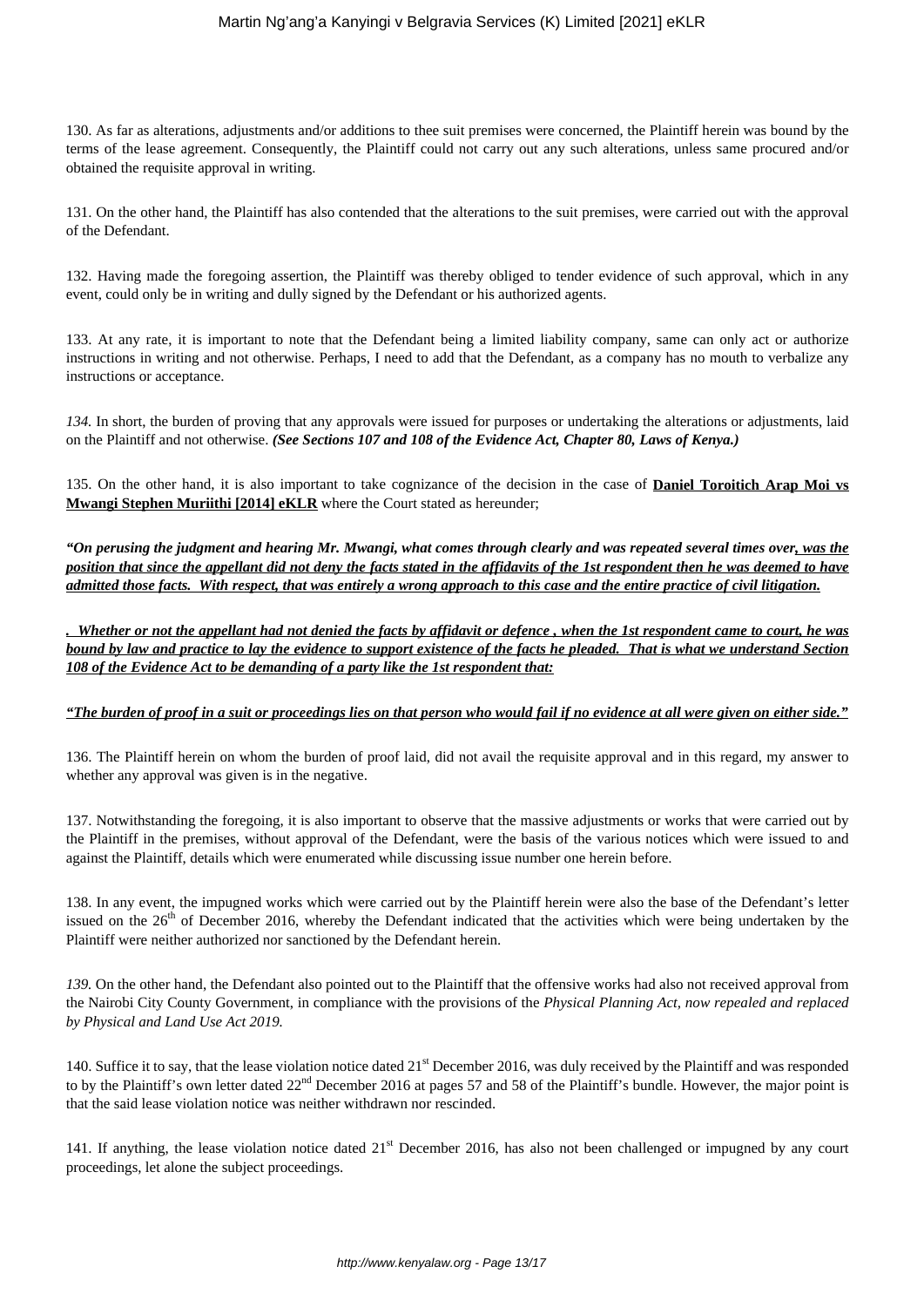130. As far as alterations, adjustments and/or additions to thee suit premises were concerned, the Plaintiff herein was bound by the terms of the lease agreement. Consequently, the Plaintiff could not carry out any such alterations, unless same procured and/or obtained the requisite approval in writing.

131. On the other hand, the Plaintiff has also contended that the alterations to the suit premises, were carried out with the approval of the Defendant.

132. Having made the foregoing assertion, the Plaintiff was thereby obliged to tender evidence of such approval, which in any event, could only be in writing and dully signed by the Defendant or his authorized agents.

133. At any rate, it is important to note that the Defendant being a limited liability company, same can only act or authorize instructions in writing and not otherwise. Perhaps, I need to add that the Defendant, as a company has no mouth to verbalize any instructions or acceptance.

*134.* In short, the burden of proving that any approvals were issued for purposes or undertaking the alterations or adjustments, laid on the Plaintiff and not otherwise. ***(See Sections 107 and 108 of the Evidence Act, Chapter 80, Laws of Kenya.)***

135. On the other hand, it is also important to take cognizance of the decision in the case of **<u>Daniel Toroitich Arap Moi vs Mwangi Stephen Muriithi [2014] eKLR</u>** where the Court stated as hereunder;

***"On perusing the judgment and hearing Mr. Mwangi, what comes through clearly and was repeated several times over<u>, was the position that since the appellant did not deny the facts stated in the affidavits of the 1st respondent then he was deemed to have admitted those facts. With respect, that was entirely a wrong approach to this case and the entire practice of civil litigation.</u>***

***<u>. Whether or not the appellant had not denied the facts by affidavit or defence , when the 1st respondent came to court, he was bound by law and practice to lay the evidence to support existence of the facts he pleaded. That is what we understand Section 108 of the Evidence Act to be demanding of a party like the 1st respondent that:</u>***

***<u>"The burden of proof in a suit or proceedings lies on that person who would fail if no evidence at all were given on either side."</u>***

136. The Plaintiff herein on whom the burden of proof laid, did not avail the requisite approval and in this regard, my answer to whether any approval was given is in the negative.

137. Notwithstanding the foregoing, it is also important to observe that the massive adjustments or works that were carried out by the Plaintiff in the premises, without approval of the Defendant, were the basis of the various notices which were issued to and against the Plaintiff, details which were enumerated while discussing issue number one herein before.

138. In any event, the impugned works which were carried out by the Plaintiff herein were also the base of the Defendant's letter issued on the 26th of December 2016, whereby the Defendant indicated that the activities which were being undertaken by the Plaintiff were neither authorized nor sanctioned by the Defendant herein.

*139.* On the other hand, the Defendant also pointed out to the Plaintiff that the offensive works had also not received approval from the Nairobi City County Government, in compliance with the provisions of the *Physical Planning Act, now repealed and replaced by Physical and Land Use Act 2019.*

140. Suffice it to say, that the lease violation notice dated 21st December 2016, was duly received by the Plaintiff and was responded to by the Plaintiff's own letter dated 22nd December 2016 at pages 57 and 58 of the Plaintiff's bundle. However, the major point is that the said lease violation notice was neither withdrawn nor rescinded.

141. If anything, the lease violation notice dated 21st December 2016, has also not been challenged or impugned by any court proceedings, let alone the subject proceedings.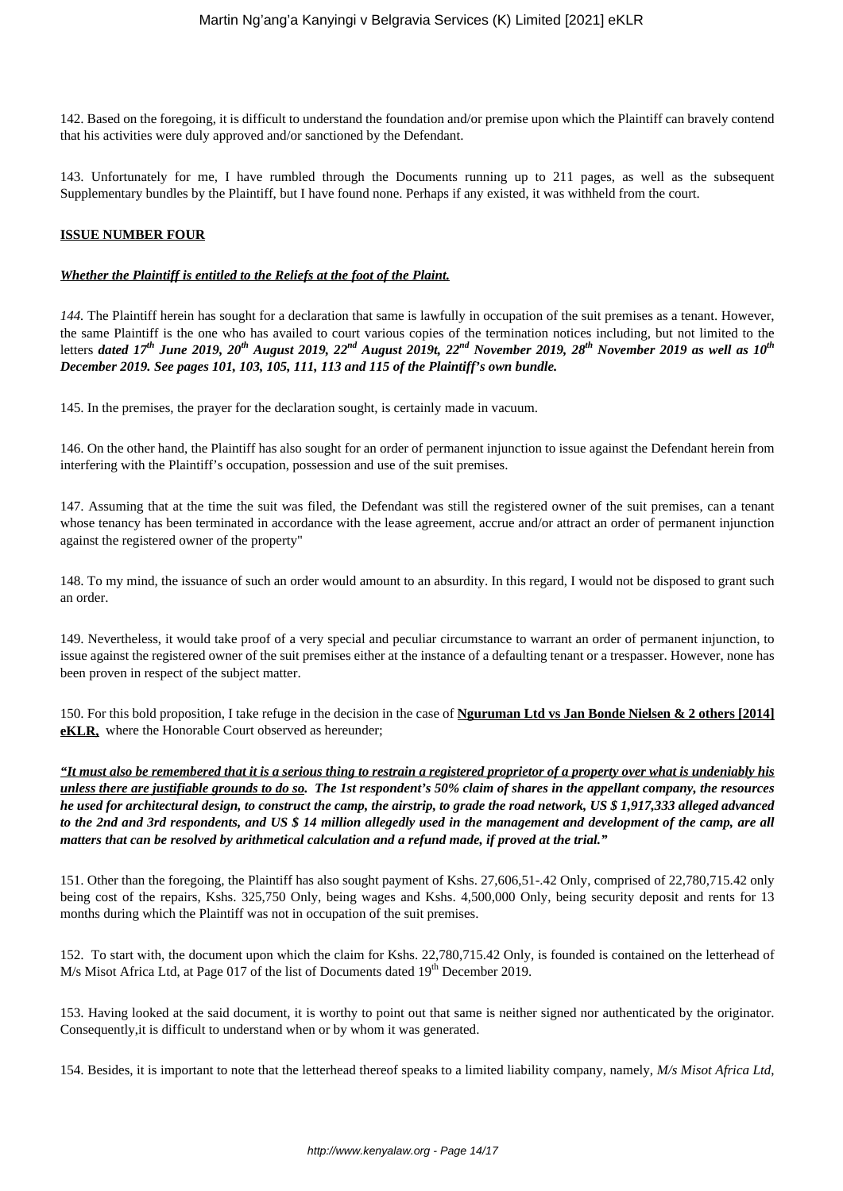142. Based on the foregoing, it is difficult to understand the foundation and/or premise upon which the Plaintiff can bravely contend that his activities were duly approved and/or sanctioned by the Defendant.

143. Unfortunately for me, I have rumbled through the Documents running up to 211 pages, as well as the subsequent Supplementary bundles by the Plaintiff, but I have found none. Perhaps if any existed, it was withheld from the court.

**ISSUE NUMBER FOUR**

***Whether the Plaintiff is entitled to the Reliefs at the foot of the Plaint.***

*144.* The Plaintiff herein has sought for a declaration that same is lawfully in occupation of the suit premises as a tenant. However, the same Plaintiff is the one who has availed to court various copies of the termination notices including, but not limited to the letters ***dated 17th June 2019, 20th August 2019, 22nd August 2019t, 22nd November 2019, 28th November 2019 as well as 10th December 2019. See pages 101, 103, 105, 111, 113 and 115 of the Plaintiff's own bundle.***

145. In the premises, the prayer for the declaration sought, is certainly made in vacuum.

146. On the other hand, the Plaintiff has also sought for an order of permanent injunction to issue against the Defendant herein from interfering with the Plaintiff's occupation, possession and use of the suit premises.

147. Assuming that at the time the suit was filed, the Defendant was still the registered owner of the suit premises, can a tenant whose tenancy has been terminated in accordance with the lease agreement, accrue and/or attract an order of permanent injunction against the registered owner of the property"

148. To my mind, the issuance of such an order would amount to an absurdity. In this regard, I would not be disposed to grant such an order.

149. Nevertheless, it would take proof of a very special and peculiar circumstance to warrant an order of permanent injunction, to issue against the registered owner of the suit premises either at the instance of a defaulting tenant or a trespasser. However, none has been proven in respect of the subject matter.

150. For this bold proposition, I take refuge in the decision in the case of **Nguruman Ltd vs Jan Bonde Nielsen & 2 others [2014] eKLR,** where the Honorable Court observed as hereunder;

***"It must also be remembered that it is a serious thing to restrain a registered proprietor of a property over what is undeniably his unless there are justifiable grounds to do so. The 1st respondent's 50% claim of shares in the appellant company, the resources he used for architectural design, to construct the camp, the airstrip, to grade the road network, US $ 1,917,333 alleged advanced to the 2nd and 3rd respondents, and US $ 14 million allegedly used in the management and development of the camp, are all matters that can be resolved by arithmetical calculation and a refund made, if proved at the trial."***

151. Other than the foregoing, the Plaintiff has also sought payment of Kshs. 27,606,51-.42 Only, comprised of 22,780,715.42 only being cost of the repairs, Kshs. 325,750 Only, being wages and Kshs. 4,500,000 Only, being security deposit and rents for 13 months during which the Plaintiff was not in occupation of the suit premises.

152. To start with, the document upon which the claim for Kshs. 22,780,715.42 Only, is founded is contained on the letterhead of M/s Misot Africa Ltd, at Page 017 of the list of Documents dated 19th December 2019.

153. Having looked at the said document, it is worthy to point out that same is neither signed nor authenticated by the originator. Consequently,it is difficult to understand when or by whom it was generated.

154. Besides, it is important to note that the letterhead thereof speaks to a limited liability company, namely, *M/s Misot Africa Ltd*,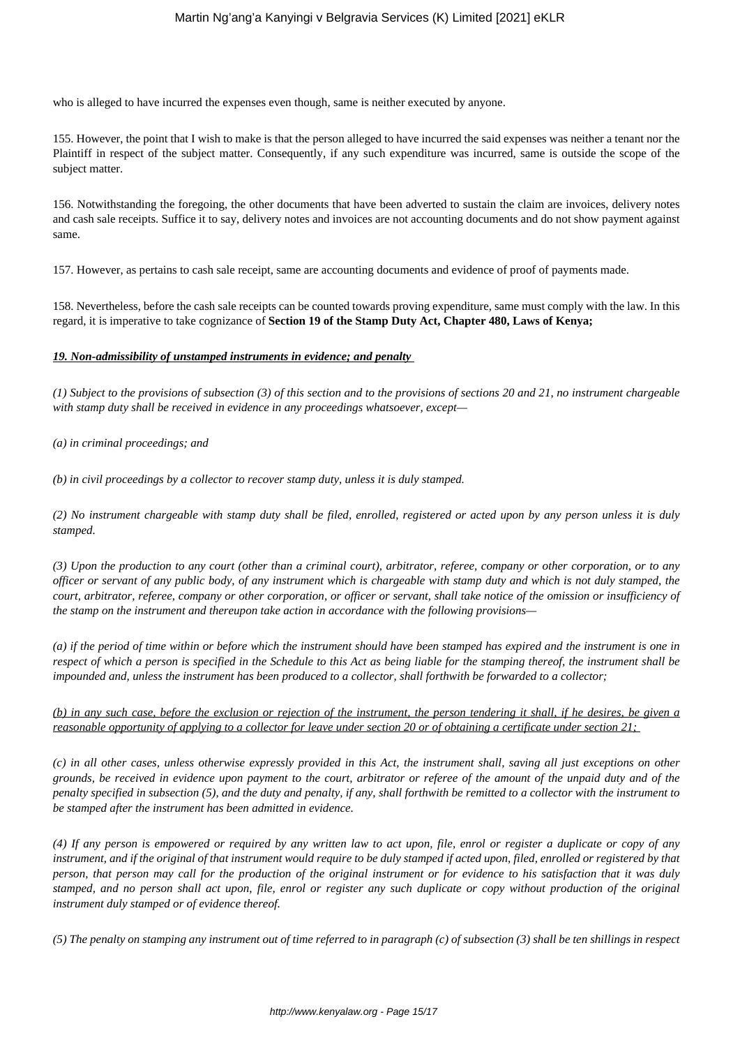who is alleged to have incurred the expenses even though, same is neither executed by anyone.

155. However, the point that I wish to make is that the person alleged to have incurred the said expenses was neither a tenant nor the Plaintiff in respect of the subject matter. Consequently, if any such expenditure was incurred, same is outside the scope of the subject matter.

156. Notwithstanding the foregoing, the other documents that have been adverted to sustain the claim are invoices, delivery notes and cash sale receipts. Suffice it to say, delivery notes and invoices are not accounting documents and do not show payment against same.

157. However, as pertains to cash sale receipt, same are accounting documents and evidence of proof of payments made.

158. Nevertheless, before the cash sale receipts can be counted towards proving expenditure, same must comply with the law. In this regard, it is imperative to take cognizance of **Section 19 of the Stamp Duty Act, Chapter 480, Laws of Kenya;**

***19. Non-admissibility of unstamped instruments in evidence; and penalty***

*(1) Subject to the provisions of subsection (3) of this section and to the provisions of sections 20 and 21, no instrument chargeable with stamp duty shall be received in evidence in any proceedings whatsoever, except—*

*(a) in criminal proceedings; and*

*(b) in civil proceedings by a collector to recover stamp duty, unless it is duly stamped.*

*(2) No instrument chargeable with stamp duty shall be filed, enrolled, registered or acted upon by any person unless it is duly stamped.*

*(3) Upon the production to any court (other than a criminal court), arbitrator, referee, company or other corporation, or to any officer or servant of any public body, of any instrument which is chargeable with stamp duty and which is not duly stamped, the court, arbitrator, referee, company or other corporation, or officer or servant, shall take notice of the omission or insufficiency of the stamp on the instrument and thereupon take action in accordance with the following provisions—*

*(a) if the period of time within or before which the instrument should have been stamped has expired and the instrument is one in respect of which a person is specified in the Schedule to this Act as being liable for the stamping thereof, the instrument shall be impounded and, unless the instrument has been produced to a collector, shall forthwith be forwarded to a collector;*

*(b) in any such case, before the exclusion or rejection of the instrument, the person tendering it shall, if he desires, be given a reasonable opportunity of applying to a collector for leave under section 20 or of obtaining a certificate under section 21;*

*(c) in all other cases, unless otherwise expressly provided in this Act, the instrument shall, saving all just exceptions on other grounds, be received in evidence upon payment to the court, arbitrator or referee of the amount of the unpaid duty and of the penalty specified in subsection (5), and the duty and penalty, if any, shall forthwith be remitted to a collector with the instrument to be stamped after the instrument has been admitted in evidence.*

*(4) If any person is empowered or required by any written law to act upon, file, enrol or register a duplicate or copy of any instrument, and if the original of that instrument would require to be duly stamped if acted upon, filed, enrolled or registered by that person, that person may call for the production of the original instrument or for evidence to his satisfaction that it was duly stamped, and no person shall act upon, file, enrol or register any such duplicate or copy without production of the original instrument duly stamped or of evidence thereof.*

*(5) The penalty on stamping any instrument out of time referred to in paragraph (c) of subsection (3) shall be ten shillings in respect*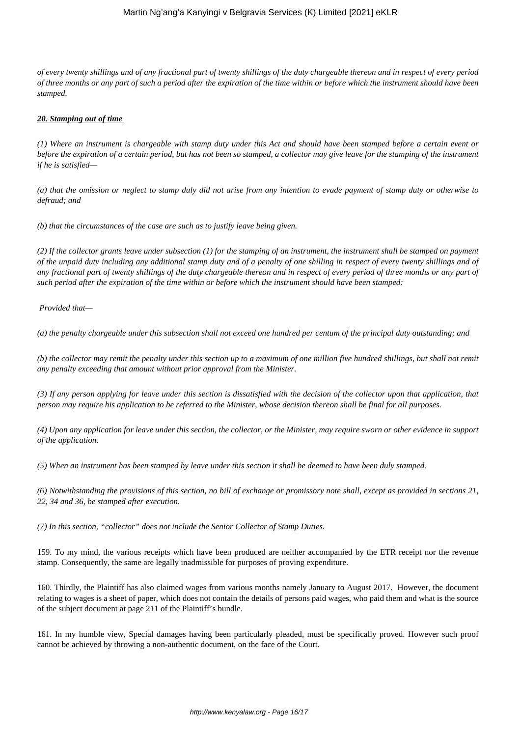*of every twenty shillings and of any fractional part of twenty shillings of the duty chargeable thereon and in respect of every period of three months or any part of such a period after the expiration of the time within or before which the instrument should have been stamped.*

***20. Stamping out of time***

*(1) Where an instrument is chargeable with stamp duty under this Act and should have been stamped before a certain event or before the expiration of a certain period, but has not been so stamped, a collector may give leave for the stamping of the instrument if he is satisfied—*

*(a) that the omission or neglect to stamp duly did not arise from any intention to evade payment of stamp duty or otherwise to defraud; and*

*(b) that the circumstances of the case are such as to justify leave being given.*

*(2) If the collector grants leave under subsection (1) for the stamping of an instrument, the instrument shall be stamped on payment of the unpaid duty including any additional stamp duty and of a penalty of one shilling in respect of every twenty shillings and of any fractional part of twenty shillings of the duty chargeable thereon and in respect of every period of three months or any part of such period after the expiration of the time within or before which the instrument should have been stamped:*

*Provided that—*

*(a) the penalty chargeable under this subsection shall not exceed one hundred per centum of the principal duty outstanding; and*

*(b) the collector may remit the penalty under this section up to a maximum of one million five hundred shillings, but shall not remit any penalty exceeding that amount without prior approval from the Minister.*

*(3) If any person applying for leave under this section is dissatisfied with the decision of the collector upon that application, that person may require his application to be referred to the Minister, whose decision thereon shall be final for all purposes.*

*(4) Upon any application for leave under this section, the collector, or the Minister, may require sworn or other evidence in support of the application.*

*(5) When an instrument has been stamped by leave under this section it shall be deemed to have been duly stamped.*

*(6) Notwithstanding the provisions of this section, no bill of exchange or promissory note shall, except as provided in sections 21, 22, 34 and 36, be stamped after execution.*

*(7) In this section, "collector" does not include the Senior Collector of Stamp Duties.*

159. To my mind, the various receipts which have been produced are neither accompanied by the ETR receipt nor the revenue stamp. Consequently, the same are legally inadmissible for purposes of proving expenditure.

160. Thirdly, the Plaintiff has also claimed wages from various months namely January to August 2017. However, the document relating to wages is a sheet of paper, which does not contain the details of persons paid wages, who paid them and what is the source of the subject document at page 211 of the Plaintiff's bundle.

161. In my humble view, Special damages having been particularly pleaded, must be specifically proved. However such proof cannot be achieved by throwing a non-authentic document, on the face of the Court.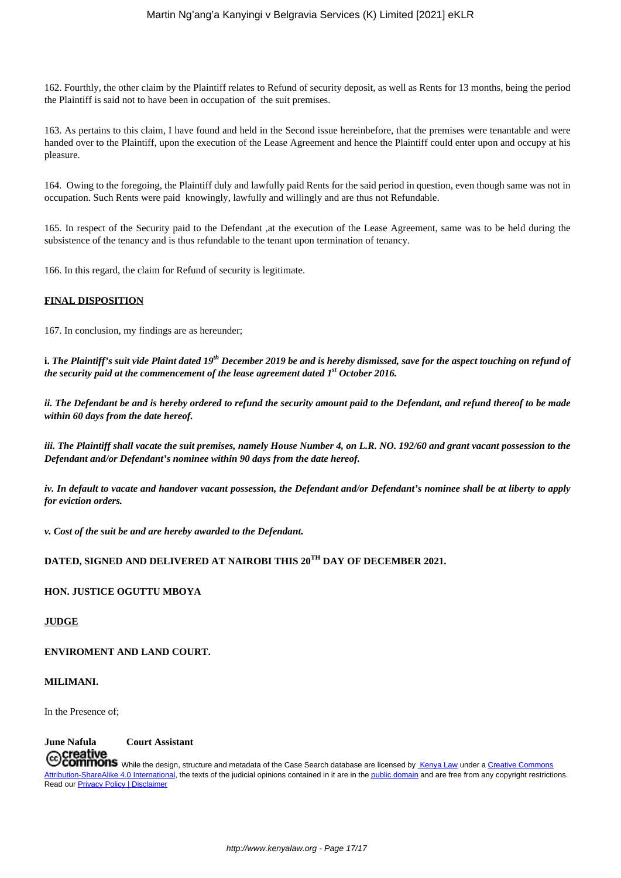162. Fourthly, the other claim by the Plaintiff relates to Refund of security deposit, as well as Rents for 13 months, being the period the Plaintiff is said not to have been in occupation of the suit premises.

163. As pertains to this claim, I have found and held in the Second issue hereinbefore, that the premises were tenantable and were handed over to the Plaintiff, upon the execution of the Lease Agreement and hence the Plaintiff could enter upon and occupy at his pleasure.

164. Owing to the foregoing, the Plaintiff duly and lawfully paid Rents for the said period in question, even though same was not in occupation. Such Rents were paid knowingly, lawfully and willingly and are thus not Refundable.

165. In respect of the Security paid to the Defendant ,at the execution of the Lease Agreement, same was to be held during the subsistence of the tenancy and is thus refundable to the tenant upon termination of tenancy.

166. In this regard, the claim for Refund of security is legitimate.

**FINAL DISPOSITION**

167. In conclusion, my findings are as hereunder;

**i.** ***The Plaintiff's suit vide Plaint dated 19th December 2019 be and is hereby dismissed, save for the aspect touching on refund of the security paid at the commencement of the lease agreement dated 1st October 2016.***

***ii. The Defendant be and is hereby ordered to refund the security amount paid to the Defendant, and refund thereof to be made within 60 days from the date hereof.***

***iii. The Plaintiff shall vacate the suit premises, namely House Number 4, on L.R. NO. 192/60 and grant vacant possession to the Defendant and/or Defendant's nominee within 90 days from the date hereof.***

***iv. In default to vacate and handover vacant possession, the Defendant and/or Defendant's nominee shall be at liberty to apply for eviction orders.***

***v. Cost of the suit be and are hereby awarded to the Defendant.***

**DATED, SIGNED AND DELIVERED AT NAIROBI THIS 20TH DAY OF DECEMBER 2021.**

**HON. JUSTICE OGUTTU MBOYA**

**JUDGE**

**ENVIROMENT AND LAND COURT.**

**MILIMANI.**

In the Presence of;

**June Nafula Court Assistant**

While the design, structure and metadata of the Case Search database are licensed by Kenya Law under a Creative Commons Attribution-ShareAlike 4.0 International, the texts of the judicial opinions contained in it are in the public domain and are free from any copyright restrictions. Read our Privacy Policy | Disclaimer